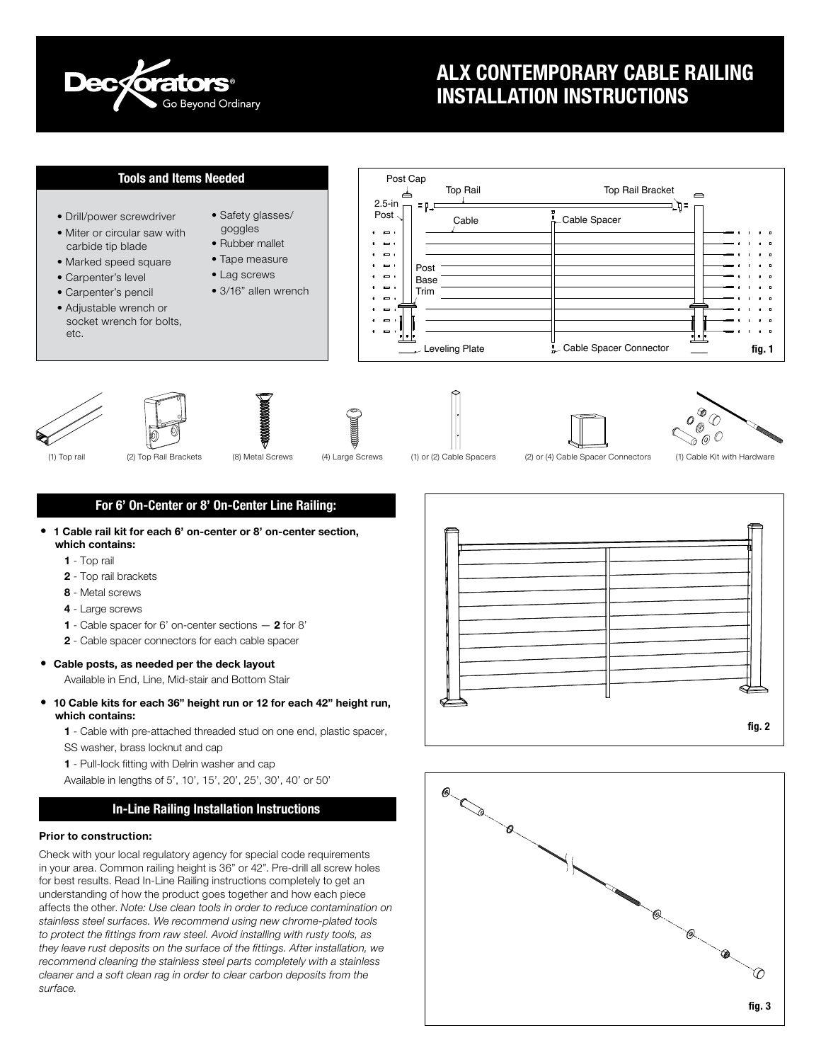# ALX CONTEMPORARY CABLE RAILING INSTALLATION INSTRUCTIONS

## Tools and Items Needed

- Drill/power screwdriver
- Miter or circular saw with carbide tip blade
- Marked speed square
- Carpenter's level
- Carpenter's pencil
- Adjustable wrench or socket wrench for bolts, etc.
- Safety glasses/ goggles
- Rubber mallet
- Tape measure
- Lag screws
- 3/16" allen wrench

Post Cap, Top Rail, Top Rail Bracket, 2.5-in Post, Cable, Cable Spacer, Post Base Trim, Leveling Plate, Cable Spacer Connector

fig. 1

(1) Top rail | (2) Top Rail Brackets | (8) Metal Screws | (4) Large Screws | (1) or (2) Cable Spacers | (2) or (4) Cable Spacer Connectors | (1) Cable Kit with Hardware

## For 6' On-Center or 8' On-Center Line Railing:

- **1 Cable rail kit for each 6' on-center or 8' on-center section, which contains:**
  - **1** - Top rail
  - **2** - Top rail brackets
  - **8** - Metal screws
  - **4** - Large screws
  - **1** - Cable spacer for 6' on-center sections — **2** for 8'
  - **2** - Cable spacer connectors for each cable spacer
- **Cable posts, as needed per the deck layout**
  Available in End, Line, Mid-stair and Bottom Stair
- **10 Cable kits for each 36" height run or 12 for each 42" height run, which contains:**
  - **1** - Cable with pre-attached threaded stud on one end, plastic spacer, SS washer, brass locknut and cap
  - **1** - Pull-lock fitting with Delrin washer and cap

  Available in lengths of 5', 10', 15', 20', 25', 30', 40' or 50'

fig. 2

## In-Line Railing Installation Instructions

### Prior to construction:

Check with your local regulatory agency for special code requirements in your area. Common railing height is 36" or 42". Pre-drill all screw holes for best results. Read In-Line Railing instructions completely to get an understanding of how the product goes together and how each piece affects the other. *Note: Use clean tools in order to reduce contamination on stainless steel surfaces. We recommend using new chrome-plated tools to protect the fittings from raw steel. Avoid installing with rusty tools, as they leave rust deposits on the surface of the fittings. After installation, we recommend cleaning the stainless steel parts completely with a stainless cleaner and a soft clean rag in order to clear carbon deposits from the surface.*

fig. 3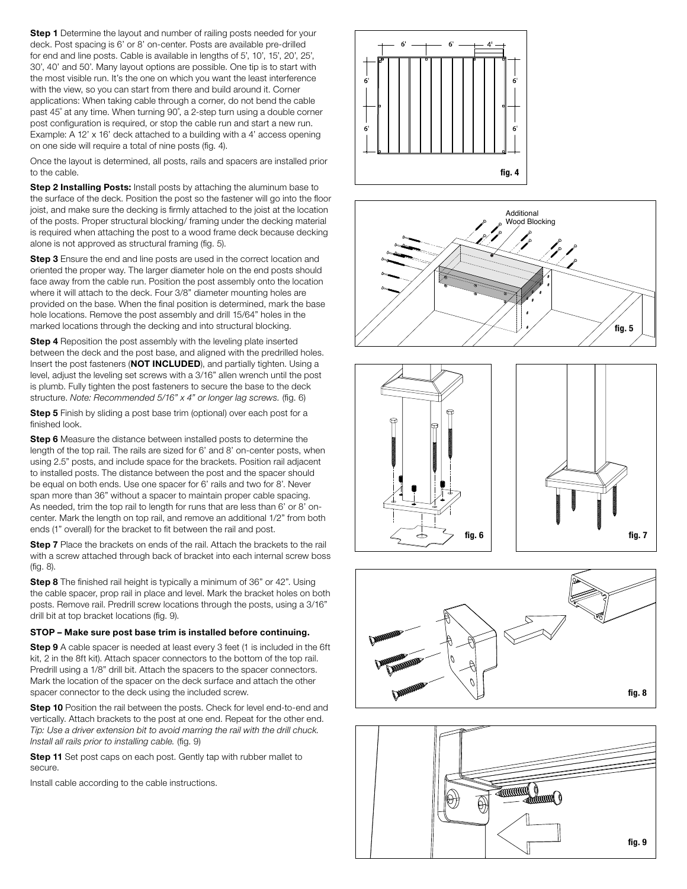**Step 1** Determine the layout and number of railing posts needed for your deck. Post spacing is 6' or 8' on-center. Posts are available pre-drilled for end and line posts. Cable is available in lengths of 5', 10', 15', 20', 25', 30', 40' and 50'. Many layout options are possible. One tip is to start with the most visible run. It's the one on which you want the least interference with the view, so you can start from there and build around it. Corner applications: When taking cable through a corner, do not bend the cable past 45˚ at any time. When turning 90˚, a 2-step turn using a double corner post configuration is required, or stop the cable run and start a new run. Example: A 12' x 16' deck attached to a building with a 4' access opening on one side will require a total of nine posts (fig. 4).

Once the layout is determined, all posts, rails and spacers are installed prior to the cable.

**Step 2 Installing Posts:** Install posts by attaching the aluminum base to the surface of the deck. Position the post so the fastener will go into the floor joist, and make sure the decking is firmly attached to the joist at the location of the posts. Proper structural blocking/ framing under the decking material is required when attaching the post to a wood frame deck because decking alone is not approved as structural framing (fig. 5).

**Step 3** Ensure the end and line posts are used in the correct location and oriented the proper way. The larger diameter hole on the end posts should face away from the cable run. Position the post assembly onto the location where it will attach to the deck. Four 3/8" diameter mounting holes are provided on the base. When the final position is determined, mark the base hole locations. Remove the post assembly and drill 15/64" holes in the marked locations through the decking and into structural blocking.

**Step 4** Reposition the post assembly with the leveling plate inserted between the deck and the post base, and aligned with the predrilled holes. Insert the post fasteners (**NOT INCLUDED**), and partially tighten. Using a level, adjust the leveling set screws with a 3/16" allen wrench until the post is plumb. Fully tighten the post fasteners to secure the base to the deck structure. *Note: Recommended 5/16" x 4" or longer lag screws.* (fig. 6)

**Step 5** Finish by sliding a post base trim (optional) over each post for a finished look.

**Step 6** Measure the distance between installed posts to determine the length of the top rail. The rails are sized for 6' and 8' on-center posts, when using 2.5" posts, and include space for the brackets. Position rail adjacent to installed posts. The distance between the post and the spacer should be equal on both ends. Use one spacer for 6' rails and two for 8'. Never span more than 36" without a spacer to maintain proper cable spacing. As needed, trim the top rail to length for runs that are less than 6' or 8' on-center. Mark the length on top rail, and remove an additional 1/2" from both ends (1" overall) for the bracket to fit between the rail and post.

**Step 7** Place the brackets on ends of the rail. Attach the brackets to the rail with a screw attached through back of bracket into each internal screw boss (fig. 8).

**Step 8** The finished rail height is typically a minimum of 36" or 42". Using the cable spacer, prop rail in place and level. Mark the bracket holes on both posts. Remove rail. Predrill screw locations through the posts, using a 3/16" drill bit at top bracket locations (fig. 9).

**STOP – Make sure post base trim is installed before continuing.**

**Step 9** A cable spacer is needed at least every 3 feet (1 is included in the 6ft kit, 2 in the 8ft kit). Attach spacer connectors to the bottom of the top rail. Predrill using a 1/8" drill bit. Attach the spacers to the spacer connectors. Mark the location of the spacer on the deck surface and attach the other spacer connector to the deck using the included screw.

**Step 10** Position the rail between the posts. Check for level end-to-end and vertically. Attach brackets to the post at one end. Repeat for the other end. *Tip: Use a driver extension bit to avoid marring the rail with the drill chuck. Install all rails prior to installing cable.* (fig. 9)

**Step 11** Set post caps on each post. Gently tap with rubber mallet to secure.

Install cable according to the cable instructions.

fig. 4

fig. 5

fig. 6

fig. 7

fig. 8

fig. 9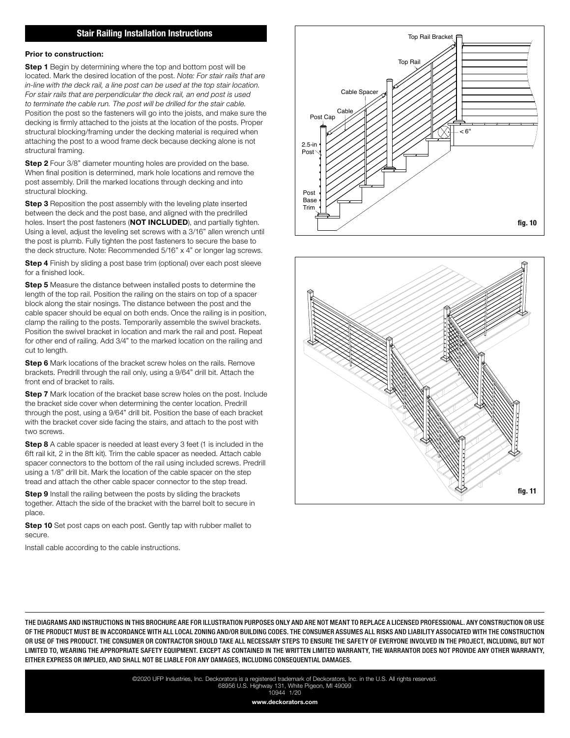## Stair Railing Installation Instructions

**Prior to construction:**

**Step 1** Begin by determining where the top and bottom post will be located. Mark the desired location of the post. *Note: For stair rails that are in-line with the deck rail, a line post can be used at the top stair location. For stair rails that are perpendicular the deck rail, an end post is used to terminate the cable run. The post will be drilled for the stair cable.* Position the post so the fasteners will go into the joists, and make sure the decking is firmly attached to the joists at the location of the posts. Proper structural blocking/framing under the decking material is required when attaching the post to a wood frame deck because decking alone is not structural framing.

**Step 2** Four 3/8" diameter mounting holes are provided on the base. When final position is determined, mark hole locations and remove the post assembly. Drill the marked locations through decking and into structural blocking.

**Step 3** Reposition the post assembly with the leveling plate inserted between the deck and the post base, and aligned with the predrilled holes. Insert the post fasteners (**NOT INCLUDED**), and partially tighten. Using a level, adjust the leveling set screws with a 3/16" allen wrench until the post is plumb. Fully tighten the post fasteners to secure the base to the deck structure. Note: Recommended 5/16" x 4" or longer lag screws.

**Step 4** Finish by sliding a post base trim (optional) over each post sleeve for a finished look.

**Step 5** Measure the distance between installed posts to determine the length of the top rail. Position the railing on the stairs on top of a spacer block along the stair nosings. The distance between the post and the cable spacer should be equal on both ends. Once the railing is in position, clamp the railing to the posts. Temporarily assemble the swivel brackets. Position the swivel bracket in location and mark the rail and post. Repeat for other end of railing. Add 3/4" to the marked location on the railing and cut to length.

**Step 6** Mark locations of the bracket screw holes on the rails. Remove brackets. Predrill through the rail only, using a 9/64" drill bit. Attach the front end of bracket to rails.

**Step 7** Mark location of the bracket base screw holes on the post. Include the bracket side cover when determining the center location. Predrill through the post, using a 9/64" drill bit. Position the base of each bracket with the bracket cover side facing the stairs, and attach to the post with two screws.

**Step 8** A cable spacer is needed at least every 3 feet (1 is included in the 6ft rail kit, 2 in the 8ft kit). Trim the cable spacer as needed. Attach cable spacer connectors to the bottom of the rail using included screws. Predrill using a 1/8" drill bit. Mark the location of the cable spacer on the step tread and attach the other cable spacer connector to the step tread.

**Step 9** Install the railing between the posts by sliding the brackets together. Attach the side of the bracket with the barrel bolt to secure in place.

**Step 10** Set post caps on each post. Gently tap with rubber mallet to secure.

Install cable according to the cable instructions.

Top Rail Bracket
Top Rail
Cable Spacer
Cable
Post Cap
2.5-in Post
Post Base Trim
< 6"

**fig. 10**

**fig. 11**

THE DIAGRAMS AND INSTRUCTIONS IN THIS BROCHURE ARE FOR ILLUSTRATION PURPOSES ONLY AND ARE NOT MEANT TO REPLACE A LICENSED PROFESSIONAL. ANY CONSTRUCTION OR USE OF THE PRODUCT MUST BE IN ACCORDANCE WITH ALL LOCAL ZONING AND/OR BUILDING CODES. THE CONSUMER ASSUMES ALL RISKS AND LIABILITY ASSOCIATED WITH THE CONSTRUCTION OR USE OF THIS PRODUCT. THE CONSUMER OR CONTRACTOR SHOULD TAKE ALL NECESSARY STEPS TO ENSURE THE SAFETY OF EVERYONE INVOLVED IN THE PROJECT, INCLUDING, BUT NOT LIMITED TO, WEARING THE APPROPRIATE SAFETY EQUIPMENT. EXCEPT AS CONTAINED IN THE WRITTEN LIMITED WARRANTY, THE WARRANTOR DOES NOT PROVIDE ANY OTHER WARRANTY, EITHER EXPRESS OR IMPLIED, AND SHALL NOT BE LIABLE FOR ANY DAMAGES, INCLUDING CONSEQUENTIAL DAMAGES.

©2020 UFP Industries, Inc. Deckorators is a registered trademark of Deckorators, Inc. in the U.S. All rights reserved.
68956 U.S. Highway 131, White Pigeon, MI 49099
10944 1/20

**www.deckorators.com**